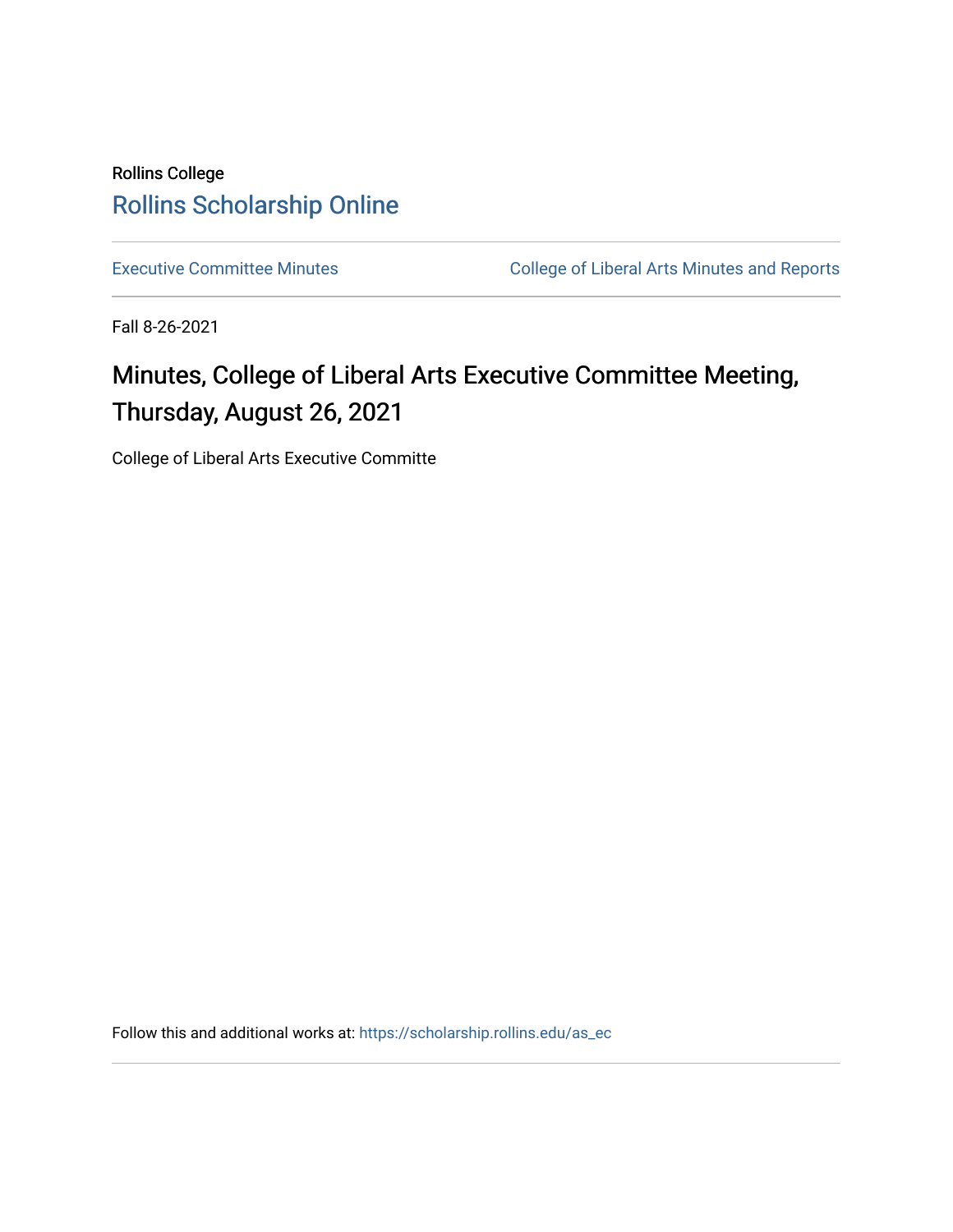Rollins College

Rollins Scholarship Online

Executive Committee Minutes | College of Liberal Arts Minutes and Reports

Fall 8-26-2021

# Minutes, College of Liberal Arts Executive Committee Meeting, Thursday, August 26, 2021

College of Liberal Arts Executive Committe

Follow this and additional works at: https://scholarship.rollins.edu/as_ec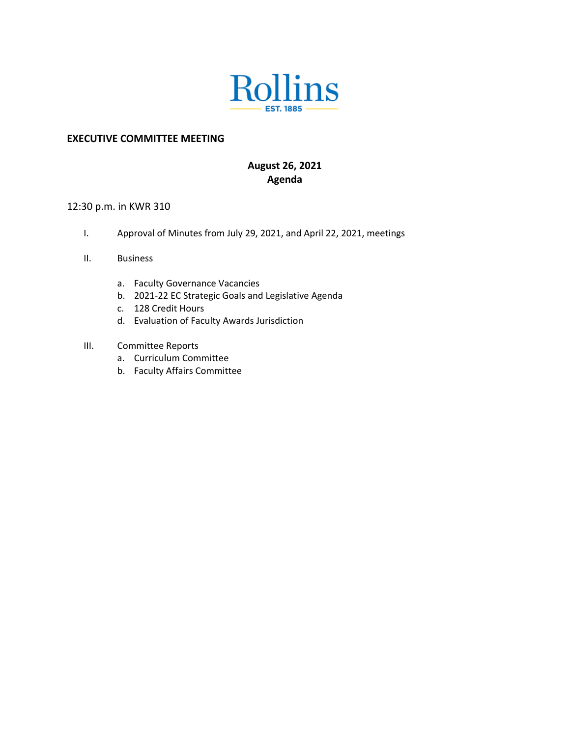Rollins
EST. 1885

**EXECUTIVE COMMITTEE MEETING**

**August 26, 2021**
**Agenda**

12:30 p.m. in KWR 310

I. Approval of Minutes from July 29, 2021, and April 22, 2021, meetings

II. Business

   a. Faculty Governance Vacancies
   b. 2021-22 EC Strategic Goals and Legislative Agenda
   c. 128 Credit Hours
   d. Evaluation of Faculty Awards Jurisdiction

III. Committee Reports

   a. Curriculum Committee
   b. Faculty Affairs Committee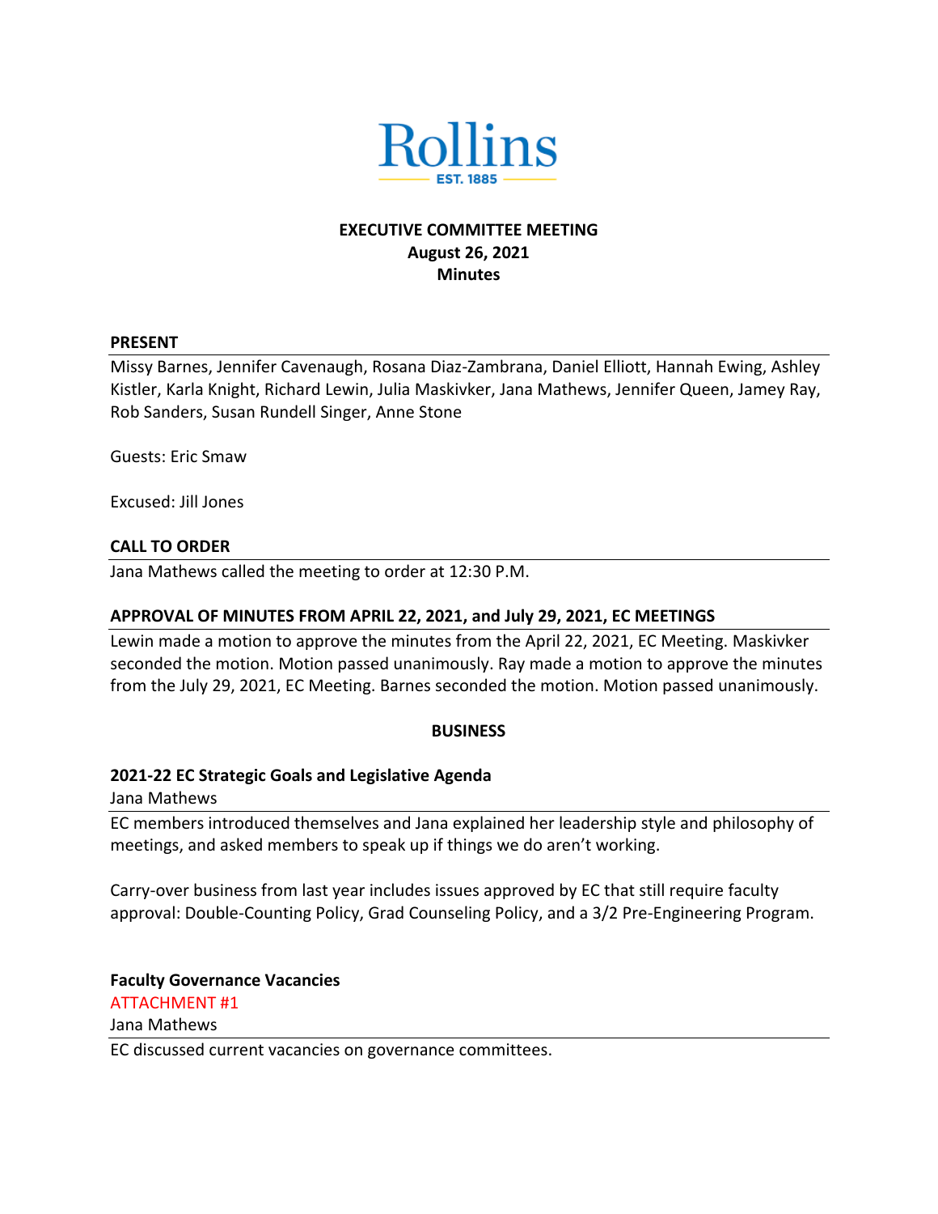Rollins

EST. 1885

# EXECUTIVE COMMITTEE MEETING
**August 26, 2021**
**Minutes**

## PRESENT

Missy Barnes, Jennifer Cavenaugh, Rosana Diaz-Zambrana, Daniel Elliott, Hannah Ewing, Ashley Kistler, Karla Knight, Richard Lewin, Julia Maskivker, Jana Mathews, Jennifer Queen, Jamey Ray, Rob Sanders, Susan Rundell Singer, Anne Stone

Guests: Eric Smaw

Excused: Jill Jones

## CALL TO ORDER

Jana Mathews called the meeting to order at 12:30 P.M.

## APPROVAL OF MINUTES FROM APRIL 22, 2021, and July 29, 2021, EC MEETINGS

Lewin made a motion to approve the minutes from the April 22, 2021, EC Meeting. Maskivker seconded the motion. Motion passed unanimously. Ray made a motion to approve the minutes from the July 29, 2021, EC Meeting. Barnes seconded the motion. Motion passed unanimously.

## BUSINESS

### 2021-22 EC Strategic Goals and Legislative Agenda

Jana Mathews

EC members introduced themselves and Jana explained her leadership style and philosophy of meetings, and asked members to speak up if things we do aren't working.

Carry-over business from last year includes issues approved by EC that still require faculty approval: Double-Counting Policy, Grad Counseling Policy, and a 3/2 Pre-Engineering Program.

### Faculty Governance Vacancies

ATTACHMENT #1

Jana Mathews

EC discussed current vacancies on governance committees.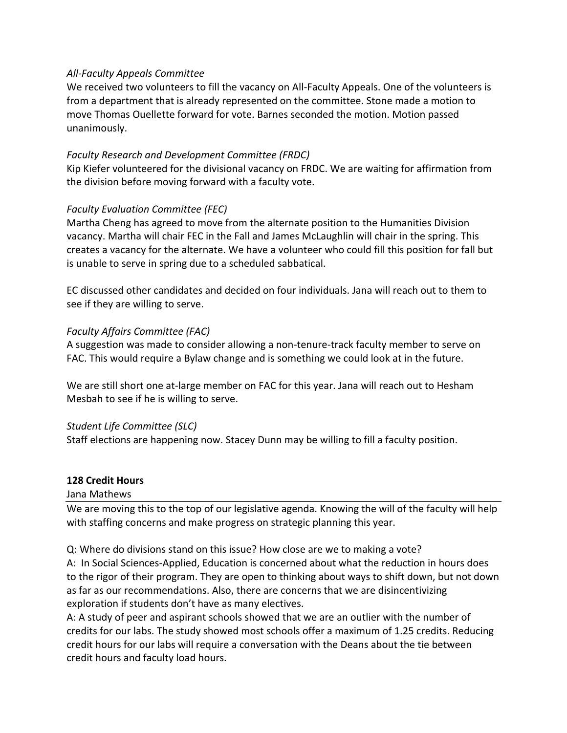*All-Faculty Appeals Committee*
We received two volunteers to fill the vacancy on All-Faculty Appeals. One of the volunteers is from a department that is already represented on the committee. Stone made a motion to move Thomas Ouellette forward for vote. Barnes seconded the motion. Motion passed unanimously.

*Faculty Research and Development Committee (FRDC)*
Kip Kiefer volunteered for the divisional vacancy on FRDC. We are waiting for affirmation from the division before moving forward with a faculty vote.

*Faculty Evaluation Committee (FEC)*
Martha Cheng has agreed to move from the alternate position to the Humanities Division vacancy. Martha will chair FEC in the Fall and James McLaughlin will chair in the spring. This creates a vacancy for the alternate. We have a volunteer who could fill this position for fall but is unable to serve in spring due to a scheduled sabbatical.

EC discussed other candidates and decided on four individuals. Jana will reach out to them to see if they are willing to serve.

*Faculty Affairs Committee (FAC)*
A suggestion was made to consider allowing a non-tenure-track faculty member to serve on FAC. This would require a Bylaw change and is something we could look at in the future.

We are still short one at-large member on FAC for this year. Jana will reach out to Hesham Mesbah to see if he is willing to serve.

*Student Life Committee (SLC)*
Staff elections are happening now. Stacey Dunn may be willing to fill a faculty position.

**128 Credit Hours**

Jana Mathews

We are moving this to the top of our legislative agenda. Knowing the will of the faculty will help with staffing concerns and make progress on strategic planning this year.

Q: Where do divisions stand on this issue? How close are we to making a vote?
A: In Social Sciences-Applied, Education is concerned about what the reduction in hours does to the rigor of their program. They are open to thinking about ways to shift down, but not down as far as our recommendations. Also, there are concerns that we are disincentivizing exploration if students don't have as many electives.
A: A study of peer and aspirant schools showed that we are an outlier with the number of credits for our labs. The study showed most schools offer a maximum of 1.25 credits. Reducing credit hours for our labs will require a conversation with the Deans about the tie between credit hours and faculty load hours.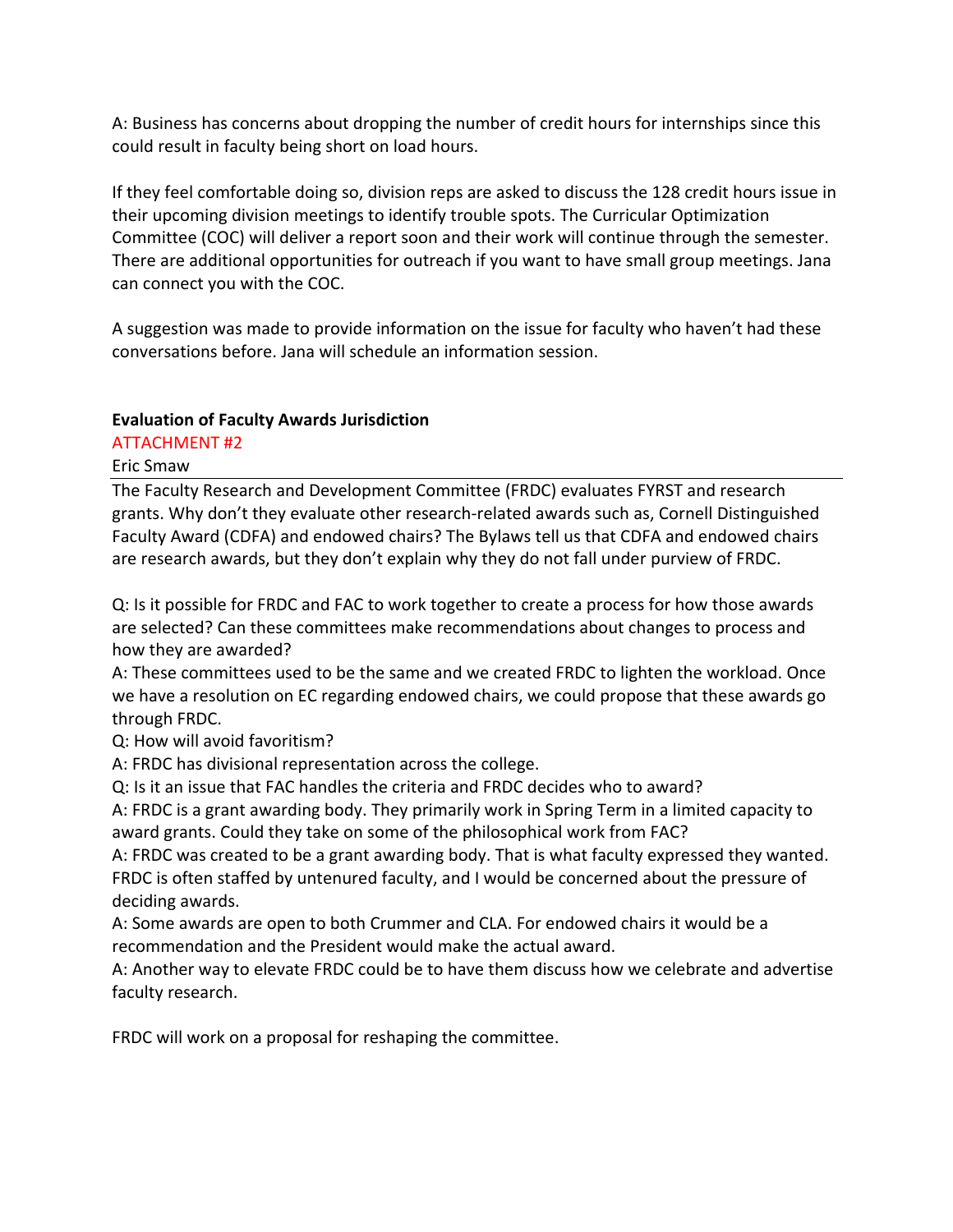A: Business has concerns about dropping the number of credit hours for internships since this could result in faculty being short on load hours.

If they feel comfortable doing so, division reps are asked to discuss the 128 credit hours issue in their upcoming division meetings to identify trouble spots. The Curricular Optimization Committee (COC) will deliver a report soon and their work will continue through the semester. There are additional opportunities for outreach if you want to have small group meetings. Jana can connect you with the COC.

A suggestion was made to provide information on the issue for faculty who haven't had these conversations before. Jana will schedule an information session.

**Evaluation of Faculty Awards Jurisdiction**

ATTACHMENT #2

Eric Smaw

---

The Faculty Research and Development Committee (FRDC) evaluates FYRST and research grants. Why don't they evaluate other research-related awards such as, Cornell Distinguished Faculty Award (CDFA) and endowed chairs? The Bylaws tell us that CDFA and endowed chairs are research awards, but they don't explain why they do not fall under purview of FRDC.

Q: Is it possible for FRDC and FAC to work together to create a process for how those awards are selected? Can these committees make recommendations about changes to process and how they are awarded?

A: These committees used to be the same and we created FRDC to lighten the workload. Once we have a resolution on EC regarding endowed chairs, we could propose that these awards go through FRDC.

Q: How will avoid favoritism?

A: FRDC has divisional representation across the college.

Q: Is it an issue that FAC handles the criteria and FRDC decides who to award?

A: FRDC is a grant awarding body. They primarily work in Spring Term in a limited capacity to award grants. Could they take on some of the philosophical work from FAC?

A: FRDC was created to be a grant awarding body. That is what faculty expressed they wanted. FRDC is often staffed by untenured faculty, and I would be concerned about the pressure of deciding awards.

A: Some awards are open to both Crummer and CLA. For endowed chairs it would be a recommendation and the President would make the actual award.

A: Another way to elevate FRDC could be to have them discuss how we celebrate and advertise faculty research.

FRDC will work on a proposal for reshaping the committee.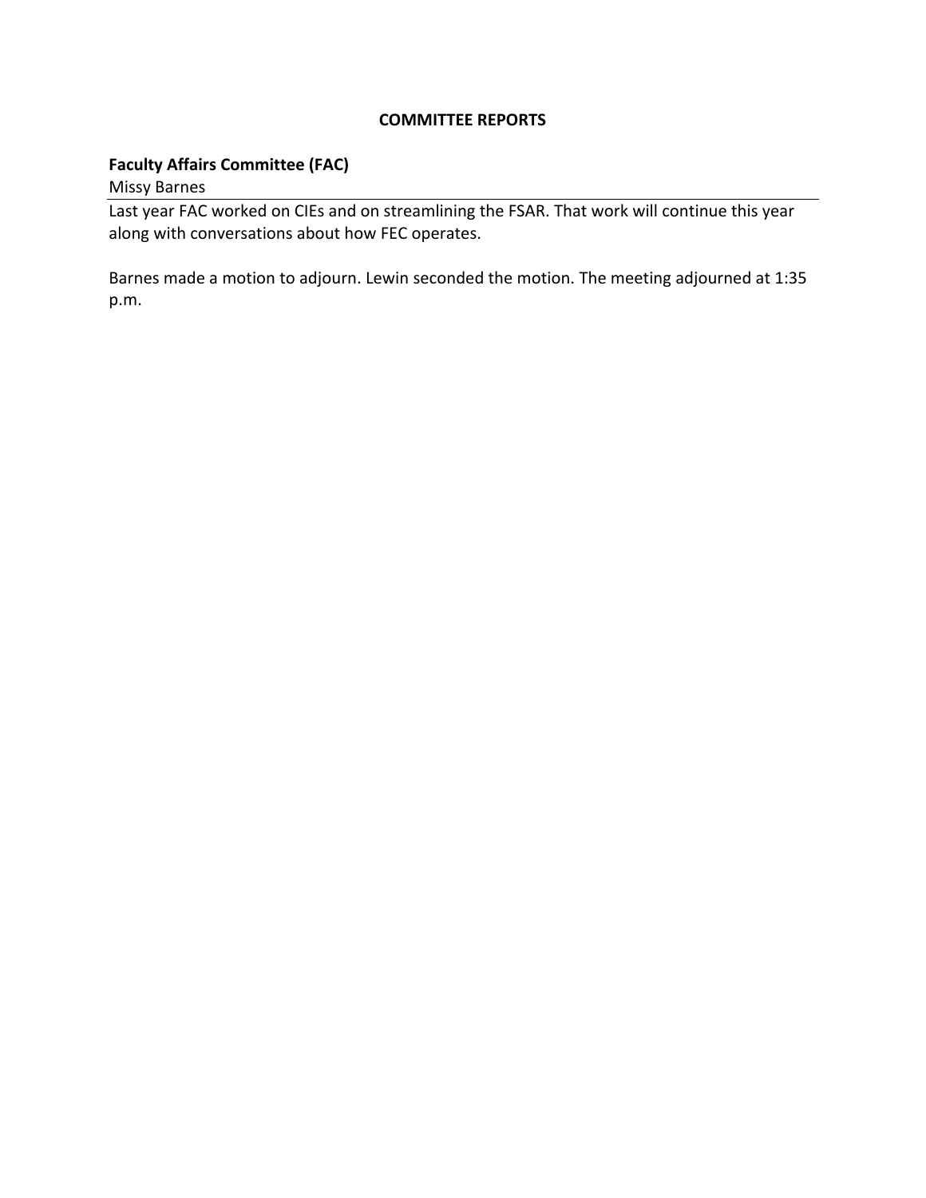## COMMITTEE REPORTS

### Faculty Affairs Committee (FAC)

Missy Barnes

Last year FAC worked on CIEs and on streamlining the FSAR. That work will continue this year along with conversations about how FEC operates.

Barnes made a motion to adjourn. Lewin seconded the motion. The meeting adjourned at 1:35 p.m.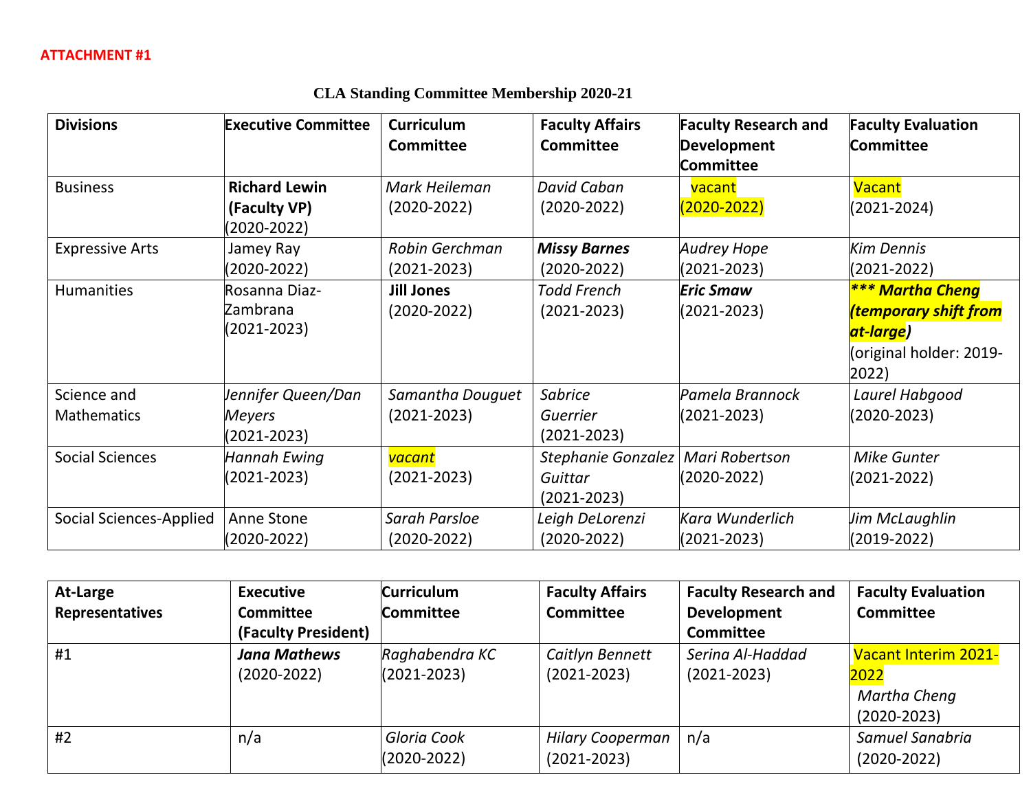**ATTACHMENT #1**

**CLA Standing Committee Membership 2020-21**

| **Divisions** | **Executive Committee** | **Curriculum Committee** | **Faculty Affairs Committee** | **Faculty Research and Development Committee** | **Faculty Evaluation Committee** |
|---|---|---|---|---|---|
| Business | **Richard Lewin (Faculty VP)** (2020-2022) | *Mark Heileman* (2020-2022) | *David Caban* (2020-2022) | vacant (2020-2022) | Vacant (2021-2024) |
| Expressive Arts | Jamey Ray (2020-2022) | *Robin Gerchman* (2021-2023) | ***Missy Barnes*** (2020-2022) | *Audrey Hope* (2021-2023) | *Kim Dennis* (2021-2022) |
| Humanities | Rosanna Diaz-Zambrana (2021-2023) | **Jill Jones** (2020-2022) | *Todd French* (2021-2023) | ***Eric Smaw*** (2021-2023) | ***\*\*\* Martha Cheng (temporary shift from at-large)*** (original holder: 2019-2022) |
| Science and Mathematics | *Jennifer Queen/Dan Meyers* (2021-2023) | *Samantha Douguet* (2021-2023) | *Sabrice Guerrier* (2021-2023) | *Pamela Brannock* (2021-2023) | *Laurel Habgood* (2020-2023) |
| Social Sciences | *Hannah Ewing* (2021-2023) | *vacant* (2021-2023) | *Stephanie Gonzalez Guittar* (2021-2023) | *Mari Robertson* (2020-2022) | *Mike Gunter* (2021-2022) |
| Social Sciences-Applied | Anne Stone (2020-2022) | *Sarah Parsloe* (2020-2022) | *Leigh DeLorenzi* (2020-2022) | *Kara Wunderlich* (2021-2023) | *Jim McLaughlin* (2019-2022) |

| **At-Large Representatives** | **Executive Committee (Faculty President)** | **Curriculum Committee** | **Faculty Affairs Committee** | **Faculty Research and Development Committee** | **Faculty Evaluation Committee** |
|---|---|---|---|---|---|
| #1 | ***Jana Mathews*** (2020-2022) | *Raghabendra KC* (2021-2023) | *Caitlyn Bennett* (2021-2023) | *Serina Al-Haddad* (2021-2023) | Vacant Interim 2021-2022 *Martha Cheng* (2020-2023) |
| #2 | n/a | *Gloria Cook* (2020-2022) | *Hilary Cooperman* (2021-2023) | n/a | *Samuel Sanabria* (2020-2022) |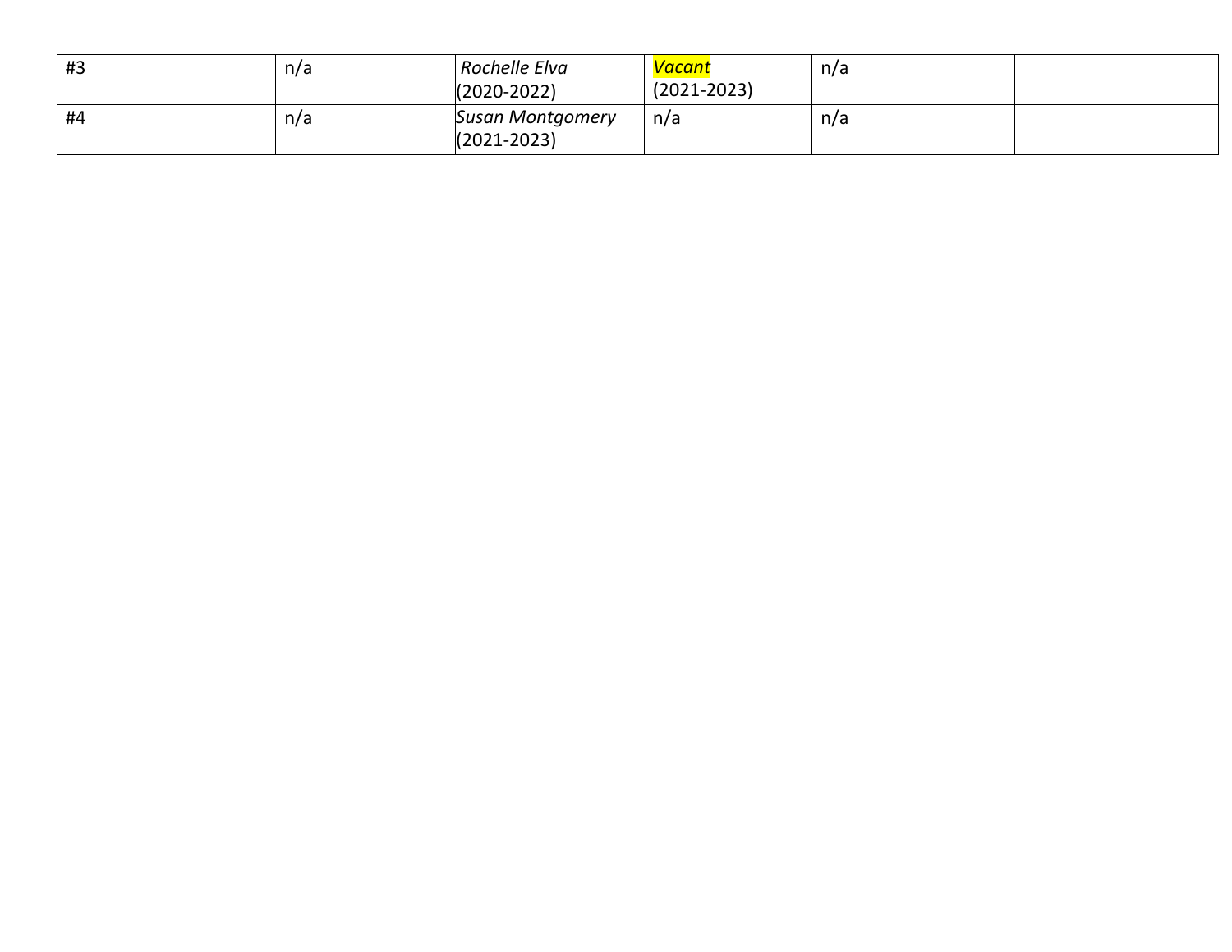| | | | | | |
|---|---|---|---|---|---|
| #3 | n/a | *Rochelle Elva* (2020-2022) | *Vacant* (2021-2023) | n/a | |
| #4 | n/a | *Susan Montgomery* (2021-2023) | n/a | n/a | |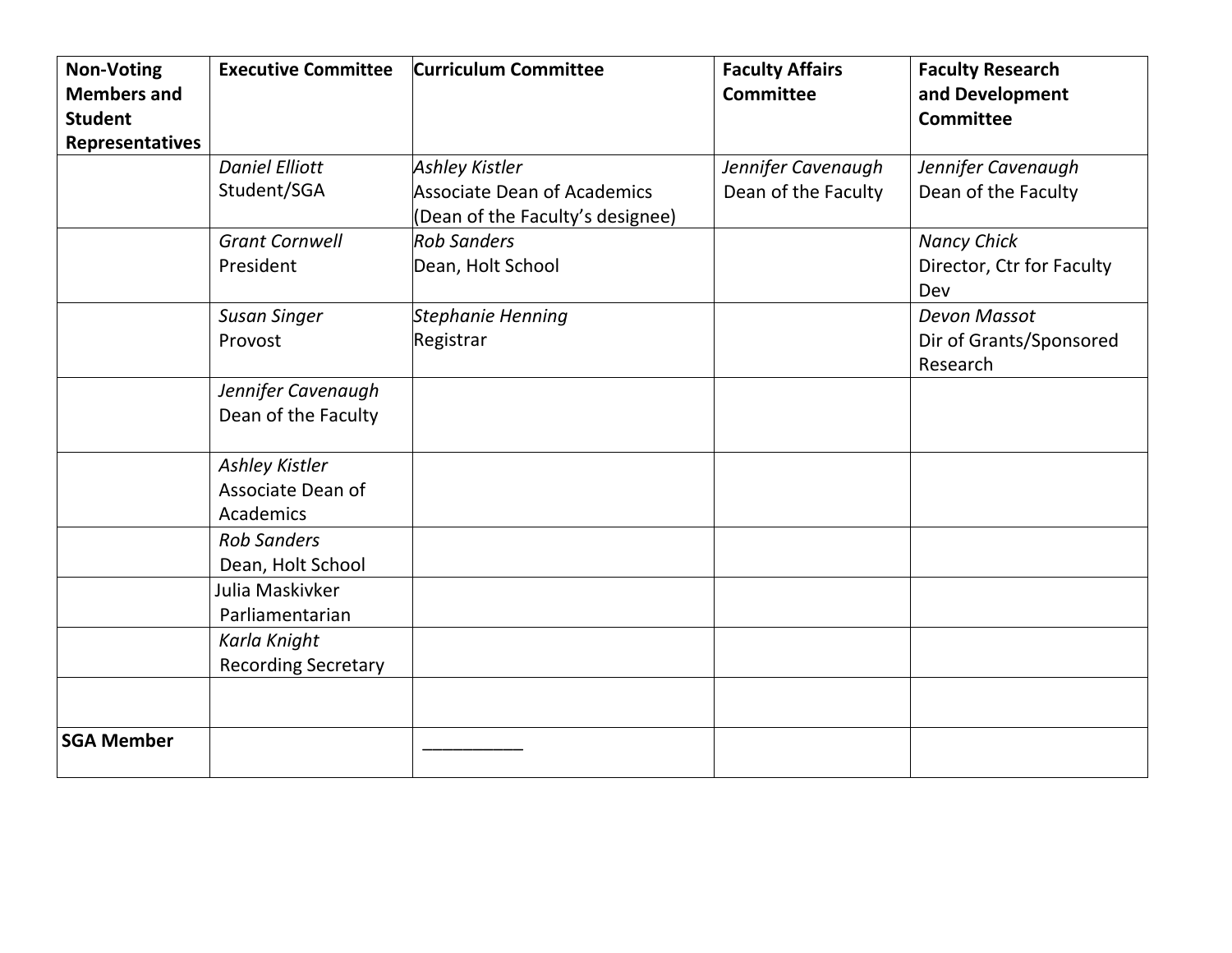| Non-Voting Members and Student Representatives | Executive Committee | Curriculum Committee | Faculty Affairs Committee | Faculty Research and Development Committee |
|---|---|---|---|---|
| | *Daniel Elliott*<br>Student/SGA | *Ashley Kistler*<br>Associate Dean of Academics<br>(Dean of the Faculty's designee) | *Jennifer Cavenaugh*<br>Dean of the Faculty | *Jennifer Cavenaugh*<br>Dean of the Faculty |
| | *Grant Cornwell*<br>President | *Rob Sanders*<br>Dean, Holt School | | *Nancy Chick*<br>Director, Ctr for Faculty Dev |
| | *Susan Singer*<br>Provost | *Stephanie Henning*<br>Registrar | | *Devon Massot*<br>Dir of Grants/Sponsored Research |
| | *Jennifer Cavenaugh*<br>Dean of the Faculty | | | |
| | *Ashley Kistler*<br>Associate Dean of Academics | | | |
| | *Rob Sanders*<br>Dean, Holt School | | | |
| | Julia Maskivker<br>Parliamentarian | | | |
| | *Karla Knight*<br>Recording Secretary | | | |
| | | | | |
| **SGA Member** | | __________ | | |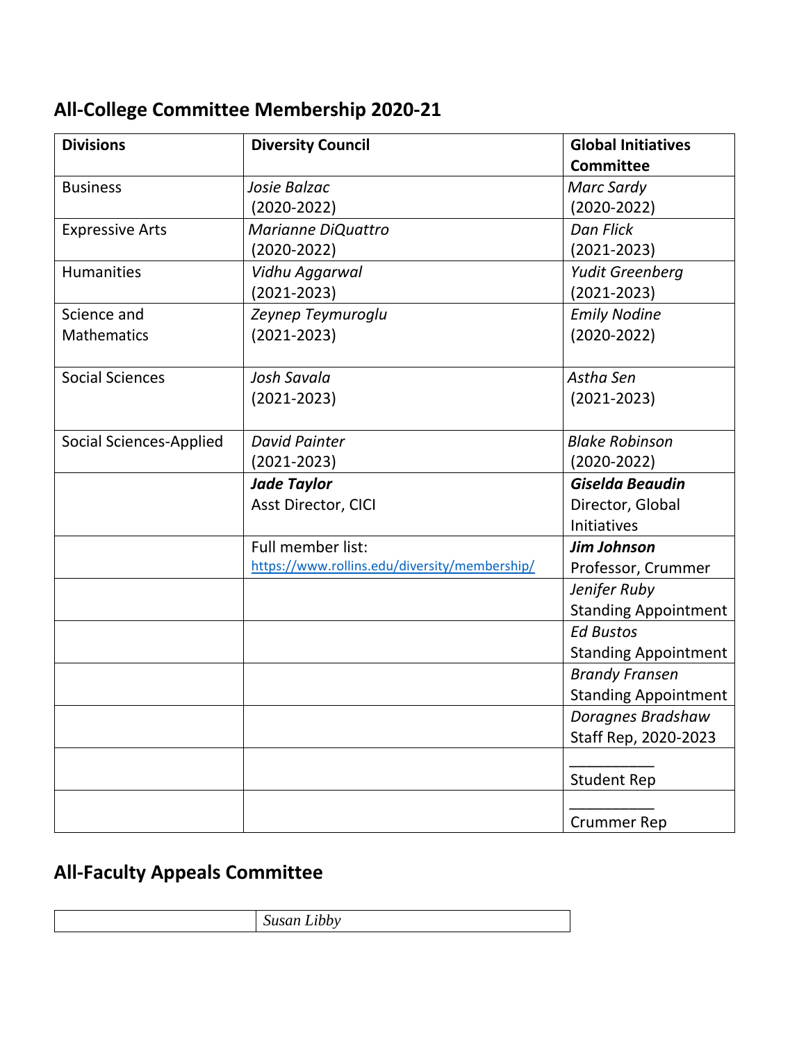## All-College Committee Membership 2020-21

| Divisions | Diversity Council | Global Initiatives Committee |
|---|---|---|
| Business | *Josie Balzac* (2020-2022) | *Marc Sardy* (2020-2022) |
| Expressive Arts | *Marianne DiQuattro* (2020-2022) | *Dan Flick* (2021-2023) |
| Humanities | *Vidhu Aggarwal* (2021-2023) | *Yudit Greenberg* (2021-2023) |
| Science and Mathematics | *Zeynep Teymuroglu* (2021-2023) | *Emily Nodine* (2020-2022) |
| Social Sciences | *Josh Savala* (2021-2023) | *Astha Sen* (2021-2023) |
| Social Sciences-Applied | *David Painter* (2021-2023) | *Blake Robinson* (2020-2022) |
| | ***Jade Taylor*** Asst Director, CICI | ***Giselda Beaudin*** Director, Global Initiatives |
| | Full member list: https://www.rollins.edu/diversity/membership/ | ***Jim Johnson*** Professor, Crummer |
| | | *Jenifer Ruby* Standing Appointment |
| | | *Ed Bustos* Standing Appointment |
| | | *Brandy Fransen* Standing Appointment |
| | | *Doragnes Bradshaw* Staff Rep, 2020-2023 |
| | | __________ Student Rep |
| | | __________ Crummer Rep |

## All-Faculty Appeals Committee

| | |
|---|---|
| | *Susan Libby* |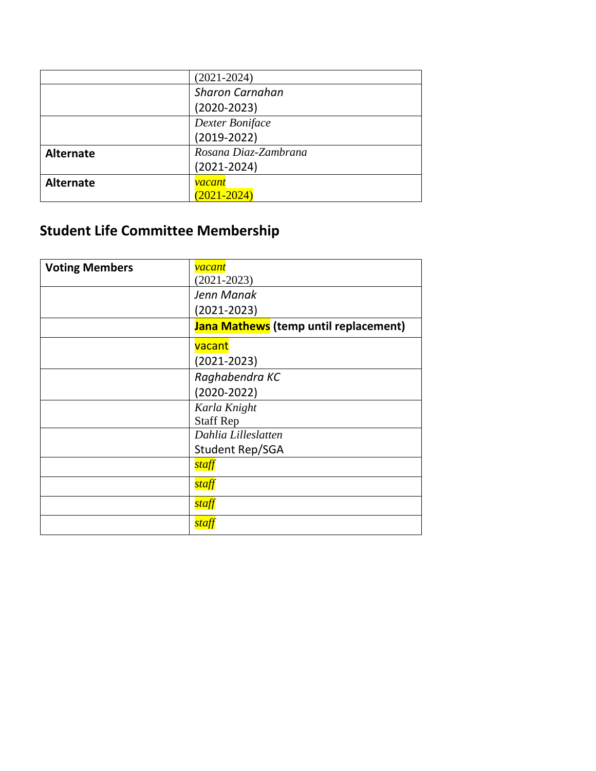| | |
|---|---|
| | (2021-2024) |
| | *Sharon Carnahan* (2020-2023) |
| | *Dexter Boniface* (2019-2022) |
| **Alternate** | *Rosana Diaz-Zambrana* (2021-2024) |
| **Alternate** | *vacant* (2021-2024) |

## Student Life Committee Membership

| | |
|---|---|
| **Voting Members** | *vacant* (2021-2023) |
| | *Jenn Manak* (2021-2023) |
| | **Jana Mathews (temp until replacement)** |
| | vacant (2021-2023) |
| | *Raghabendra KC* (2020-2022) |
| | *Karla Knight* Staff Rep |
| | *Dahlia Lilleslatten* Student Rep/SGA |
| | *staff* |
| | *staff* |
| | *staff* |
| | *staff* |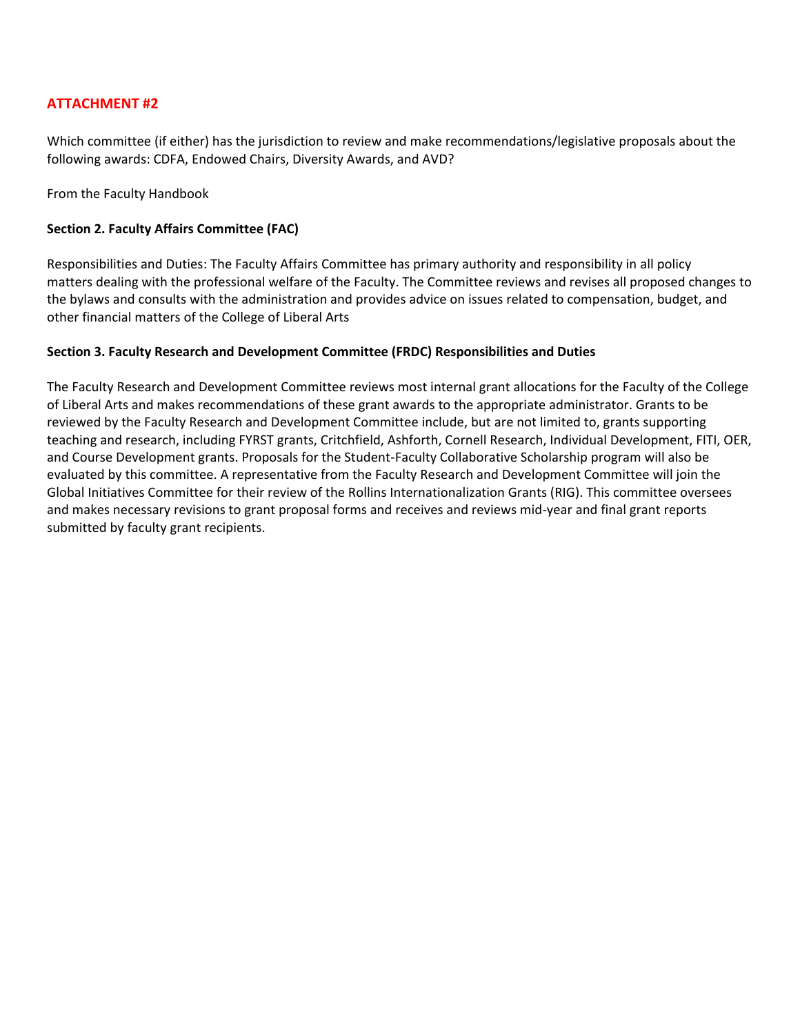**ATTACHMENT #2**

Which committee (if either) has the jurisdiction to review and make recommendations/legislative proposals about the following awards: CDFA, Endowed Chairs, Diversity Awards, and AVD?

From the Faculty Handbook

**Section 2. Faculty Affairs Committee (FAC)**

Responsibilities and Duties: The Faculty Affairs Committee has primary authority and responsibility in all policy matters dealing with the professional welfare of the Faculty. The Committee reviews and revises all proposed changes to the bylaws and consults with the administration and provides advice on issues related to compensation, budget, and other financial matters of the College of Liberal Arts

**Section 3. Faculty Research and Development Committee (FRDC) Responsibilities and Duties**

The Faculty Research and Development Committee reviews most internal grant allocations for the Faculty of the College of Liberal Arts and makes recommendations of these grant awards to the appropriate administrator. Grants to be reviewed by the Faculty Research and Development Committee include, but are not limited to, grants supporting teaching and research, including FYRST grants, Critchfield, Ashforth, Cornell Research, Individual Development, FITI, OER, and Course Development grants. Proposals for the Student-Faculty Collaborative Scholarship program will also be evaluated by this committee. A representative from the Faculty Research and Development Committee will join the Global Initiatives Committee for their review of the Rollins Internationalization Grants (RIG). This committee oversees and makes necessary revisions to grant proposal forms and receives and reviews mid-year and final grant reports submitted by faculty grant recipients.